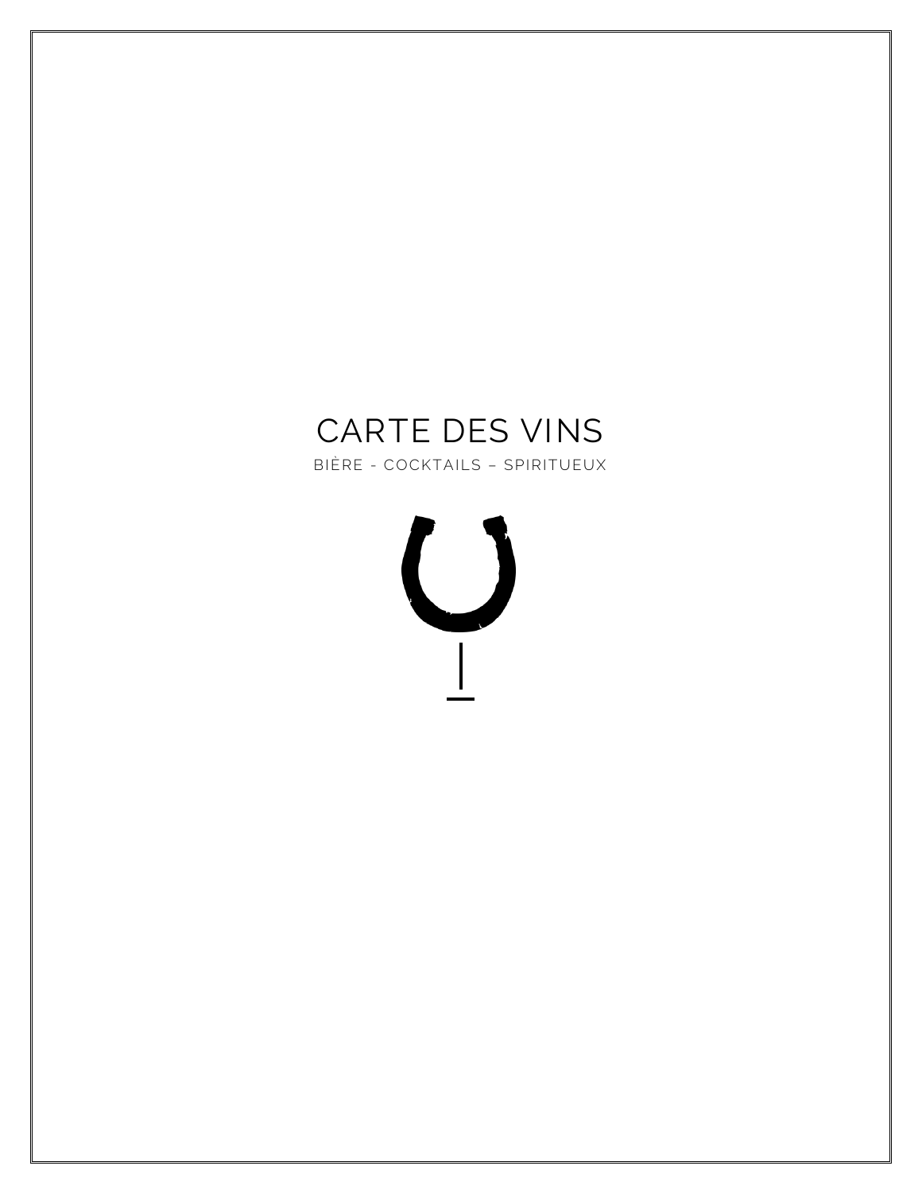# CARTE DES VINS

BIÈRE - COCKTAILS – SPIRITUEUX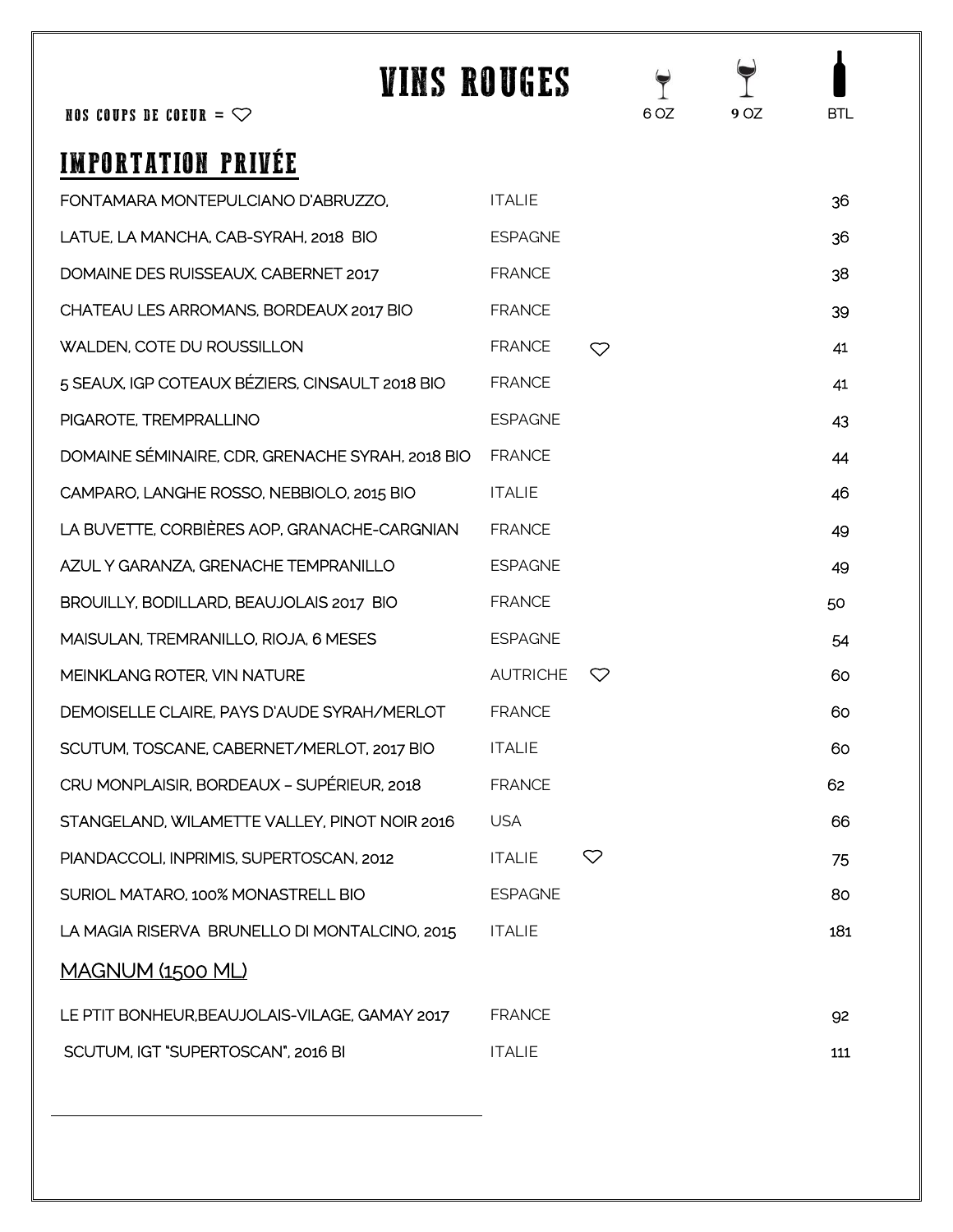# VINS ROUGES

NOS COUPS DE COEUR = ♡

## IMPORTATION PRIVÉE

| Vin | Pays | | 6 OZ | 9 OZ | BTL |
|---|---|---|---|---|---|
| FONTAMARA MONTEPULCIANO D'ABRUZZO, | ITALIE | | | | 36 |
| LATUE, LA MANCHA, CAB-SYRAH, 2018 BIO | ESPAGNE | | | | 36 |
| DOMAINE DES RUISSEAUX, CABERNET 2017 | FRANCE | | | | 38 |
| CHATEAU LES ARROMANS, BORDEAUX 2017 BIO | FRANCE | | | | 39 |
| WALDEN, COTE DU ROUSSILLON | FRANCE | ♡ | | | 41 |
| 5 SEAUX, IGP COTEAUX BÉZIERS, CINSAULT 2018 BIO | FRANCE | | | | 41 |
| PIGAROTE, TREMPRALLINO | ESPAGNE | | | | 43 |
| DOMAINE SÉMINAIRE, CDR, GRENACHE SYRAH, 2018 BIO | FRANCE | | | | 44 |
| CAMPARO, LANGHE ROSSO, NEBBIOLO, 2015 BIO | ITALIE | | | | 46 |
| LA BUVETTE, CORBIÈRES AOP, GRANACHE-CARGNIAN | FRANCE | | | | 49 |
| AZUL Y GARANZA, GRENACHE TEMPRANILLO | ESPAGNE | | | | 49 |
| BROUILLY, BODILLARD, BEAUJOLAIS 2017 BIO | FRANCE | | | | 50 |
| MAISULAN, TREMRANILLO, RIOJA, 6 MESES | ESPAGNE | | | | 54 |
| MEINKLANG ROTER, VIN NATURE | AUTRICHE | ♡ | | | 60 |
| DEMOISELLE CLAIRE, PAYS D'AUDE SYRAH/MERLOT | FRANCE | | | | 60 |
| SCUTUM, TOSCANE, CABERNET/MERLOT, 2017 BIO | ITALIE | | | | 60 |
| CRU MONPLAISIR, BORDEAUX – SUPÉRIEUR, 2018 | FRANCE | | | | 62 |
| STANGELAND, WILAMETTE VALLEY, PINOT NOIR 2016 | USA | | | | 66 |
| PIANDACCOLI, INPRIMIS, SUPERTOSCAN, 2012 | ITALIE | ♡ | | | 75 |
| SURIOL MATARO, 100% MONASTRELL BIO | ESPAGNE | | | | 80 |
| LA MAGIA RISERVA BRUNELLO DI MONTALCINO, 2015 | ITALIE | | | | 181 |

### MAGNUM (1500 ML)

| Vin | Pays | BTL |
|---|---|---|
| LE PTIT BONHEUR,BEAUJOLAIS-VILAGE, GAMAY 2017 | FRANCE | 92 |
| SCUTUM, IGT "SUPERTOSCAN", 2016 BI | ITALIE | 111 |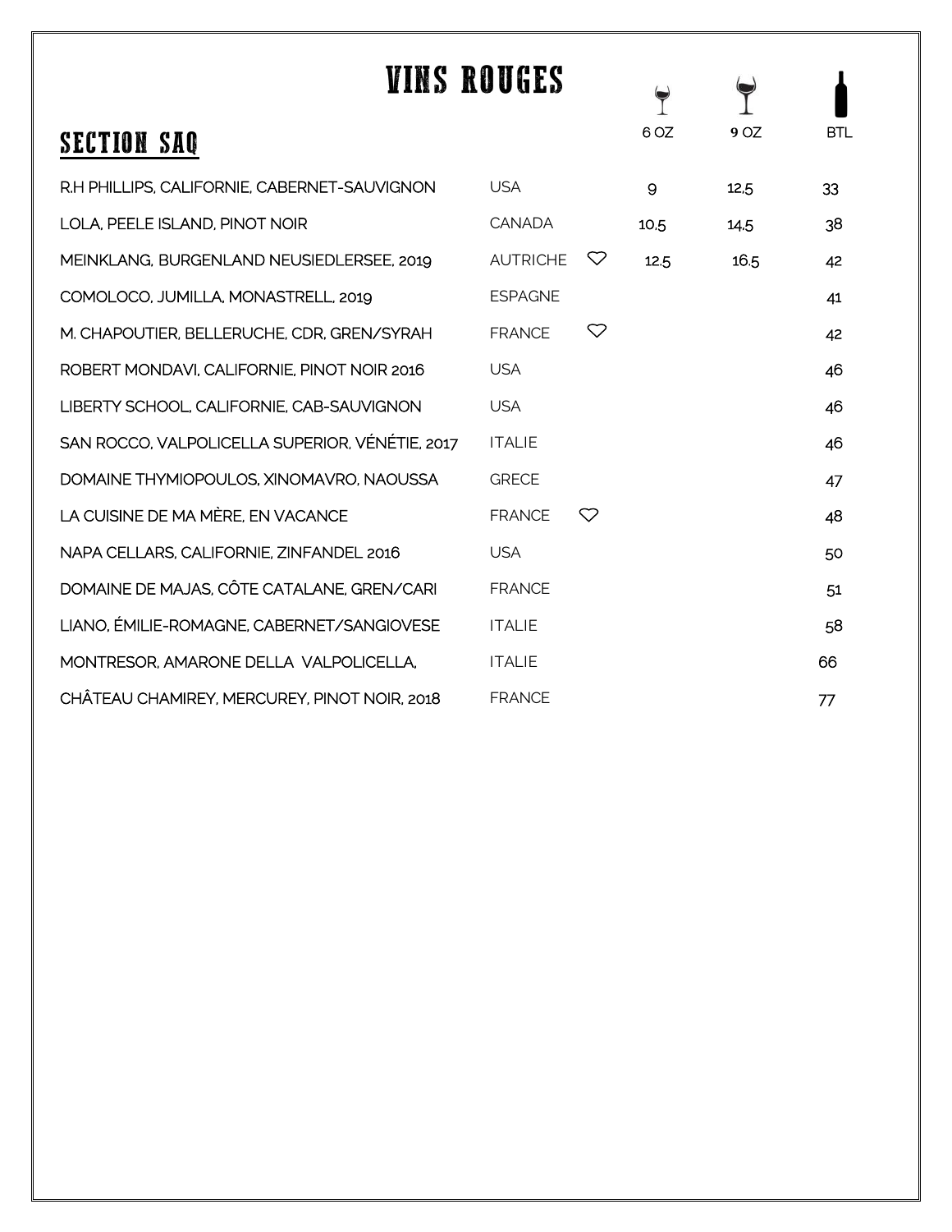# VINS ROUGES

## SECTION SAQ

| | | | 6 OZ | 9 OZ | BTL |
|---|---|---|---|---|---|
| R.H PHILLIPS, CALIFORNIE, CABERNET-SAUVIGNON | USA | | 9 | 12,5 | 33 |
| LOLA, PEELE ISLAND, PINOT NOIR | CANADA | | 10,5 | 14,5 | 38 |
| MEINKLANG, BURGENLAND NEUSIEDLERSEE, 2019 | AUTRICHE | ♡ | 12.5 | 16.5 | 42 |
| COMOLOCO, JUMILLA, MONASTRELL, 2019 | ESPAGNE | | | | 41 |
| M. CHAPOUTIER, BELLERUCHE, CDR, GREN/SYRAH | FRANCE | ♡ | | | 42 |
| ROBERT MONDAVI, CALIFORNIE, PINOT NOIR 2016 | USA | | | | 46 |
| LIBERTY SCHOOL, CALIFORNIE, CAB-SAUVIGNON | USA | | | | 46 |
| SAN ROCCO, VALPOLICELLA SUPERIOR, VÉNÉTIE, 2017 | ITALIE | | | | 46 |
| DOMAINE THYMIOPOULOS, XINOMAVRO, NAOUSSA | GRECE | | | | 47 |
| LA CUISINE DE MA MÈRE, EN VACANCE | FRANCE | ♡ | | | 48 |
| NAPA CELLARS, CALIFORNIE, ZINFANDEL 2016 | USA | | | | 50 |
| DOMAINE DE MAJAS, CÔTE CATALANE, GREN/CARI | FRANCE | | | | 51 |
| LIANO, ÉMILIE-ROMAGNE, CABERNET/SANGIOVESE | ITALIE | | | | 58 |
| MONTRESOR, AMARONE DELLA VALPOLICELLA, | ITALIE | | | | 66 |
| CHÂTEAU CHAMIREY, MERCUREY, PINOT NOIR, 2018 | FRANCE | | | | 77 |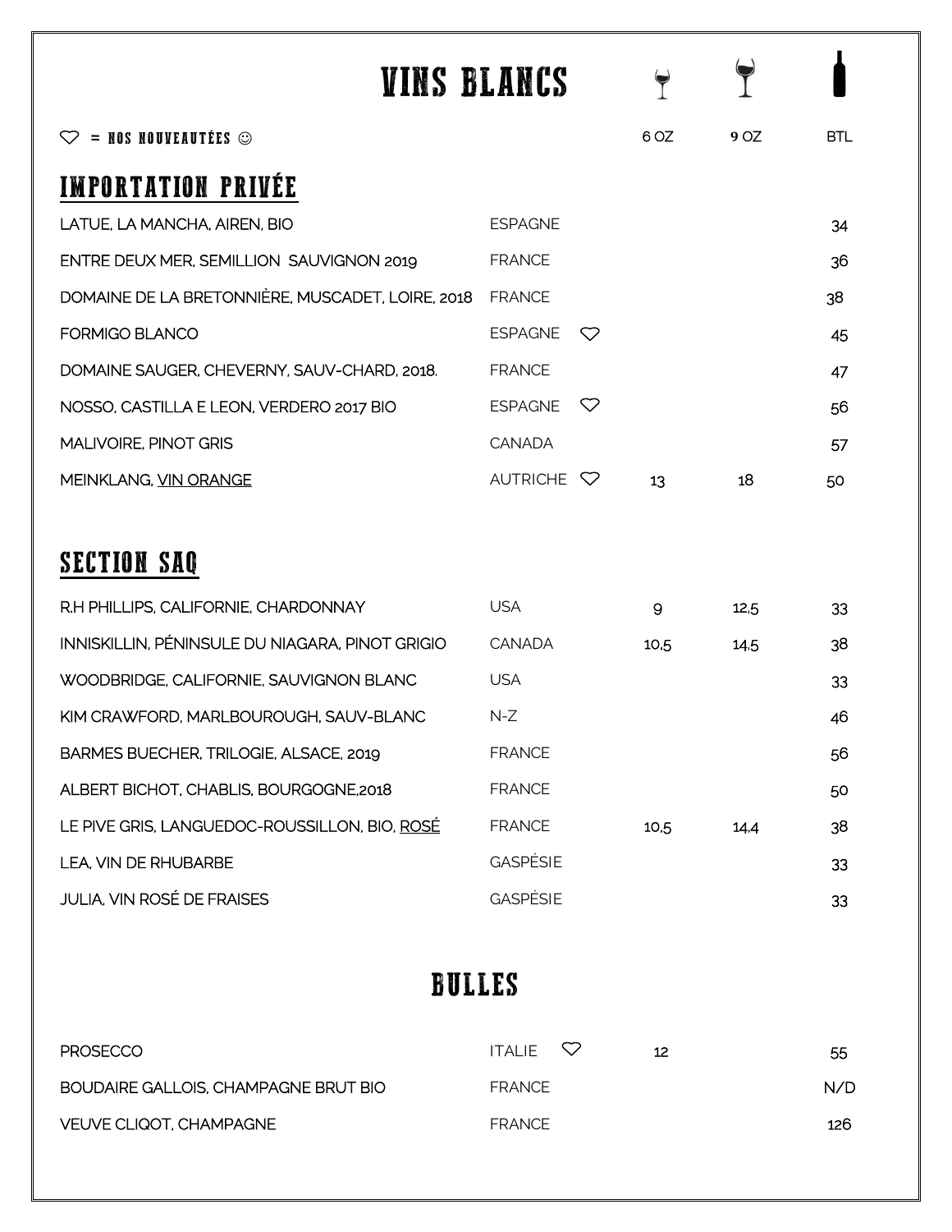# VINS BLANCS

♡ = NOS NOUVEAUTÉES ☺

## IMPORTATION PRIVÉE

| | | | 6 OZ | 9 OZ | BTL |
|---|---|---|---|---|---|
| LATUE, LA MANCHA, AIREN, BIO | ESPAGNE | | | | 34 |
| ENTRE DEUX MER, SEMILLION SAUVIGNON 2019 | FRANCE | | | | 36 |
| DOMAINE DE LA BRETONNIÈRE, MUSCADET, LOIRE, 2018 | FRANCE | | | | 38 |
| FORMIGO BLANCO | ESPAGNE | ♡ | | | 45 |
| DOMAINE SAUGER, CHEVERNY, SAUV-CHARD, 2018. | FRANCE | | | | 47 |
| NOSSO, CASTILLA E LEON, VERDERO 2017 BIO | ESPAGNE | ♡ | | | 56 |
| MALIVOIRE, PINOT GRIS | CANADA | | | | 57 |
| MEINKLANG, VIN ORANGE | AUTRICHE | ♡ | 13 | 18 | 50 |

## SECTION SAQ

| | | | 6 OZ | 9 OZ | BTL |
|---|---|---|---|---|---|
| R.H PHILLIPS, CALIFORNIE, CHARDONNAY | USA | | 9 | 12,5 | 33 |
| INNISKILLIN, PÉNINSULE DU NIAGARA, PINOT GRIGIO | CANADA | | 10,5 | 14,5 | 38 |
| WOODBRIDGE, CALIFORNIE, SAUVIGNON BLANC | USA | | | | 33 |
| KIM CRAWFORD, MARLBOUROUGH, SAUV-BLANC | N-Z | | | | 46 |
| BARMES BUECHER, TRILOGIE, ALSACE, 2019 | FRANCE | | | | 56 |
| ALBERT BICHOT, CHABLIS, BOURGOGNE,2018 | FRANCE | | | | 50 |
| LE PIVE GRIS, LANGUEDOC-ROUSSILLON, BIO, ROSÉ | FRANCE | | 10,5 | 14,4 | 38 |
| LEA, VIN DE RHUBARBE | GASPÉSIE | | | | 33 |
| JULIA, VIN ROSÉ DE FRAISES | GASPÉSIE | | | | 33 |

## BULLES

| | | | 6 OZ | 9 OZ | BTL |
|---|---|---|---|---|---|
| PROSECCO | ITALIE | ♡ | 12 | | 55 |
| BOUDAIRE GALLOIS, CHAMPAGNE BRUT BIO | FRANCE | | | | N/D |
| VEUVE CLIQOT, CHAMPAGNE | FRANCE | | | | 126 |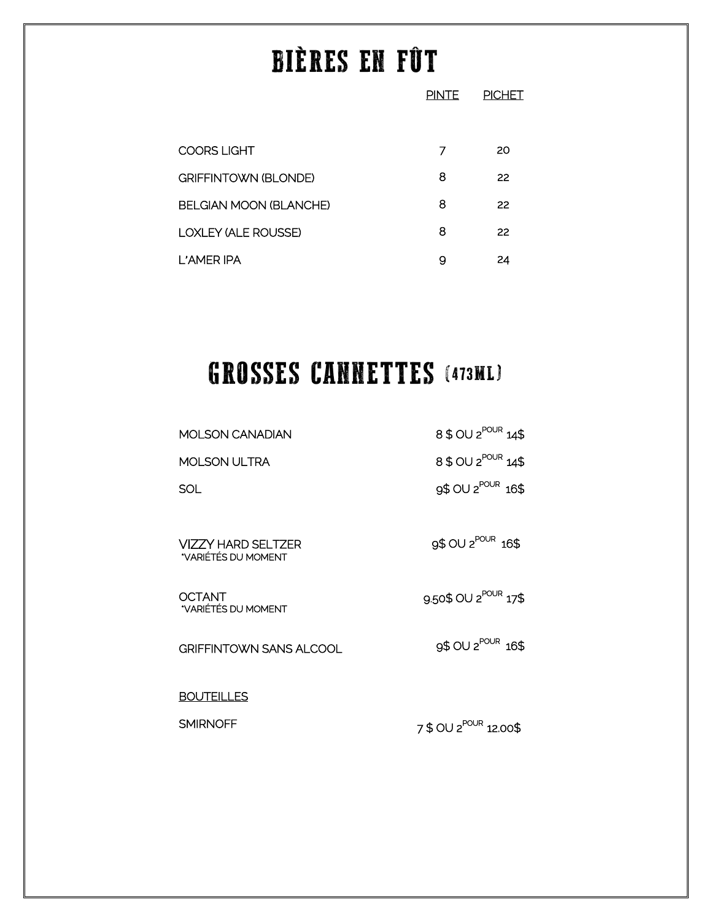# BIÈRES EN FÛT

| | PINTE | PICHET |
|---|---|---|
| COORS LIGHT | 7 | 20 |
| GRIFFINTOWN (BLONDE) | 8 | 22 |
| BELGIAN MOON (BLANCHE) | 8 | 22 |
| LOXLEY (ALE ROUSSE) | 8 | 22 |
| L'AMER IPA | 9 | 24 |

# GROSSES CANNETTES (473ML)

| | |
|---|---|
| MOLSON CANADIAN | 8 $ OU 2 POUR 14$ |
| MOLSON ULTRA | 8 $ OU 2 POUR 14$ |
| SOL | 9$ OU 2 POUR 16$ |
| VIZZY HARD SELTZER *VARIÉTÉS DU MOMENT | 9$ OU 2 POUR 16$ |
| OCTANT *VARIÉTÉS DU MOMENT | 9.50$ OU 2 POUR 17$ |
| GRIFFINTOWN SANS ALCOOL | 9$ OU 2 POUR 16$ |

<u>BOUTEILLES</u>

| | |
|---|---|
| SMIRNOFF | 7 $ OU 2 POUR 12.00$ |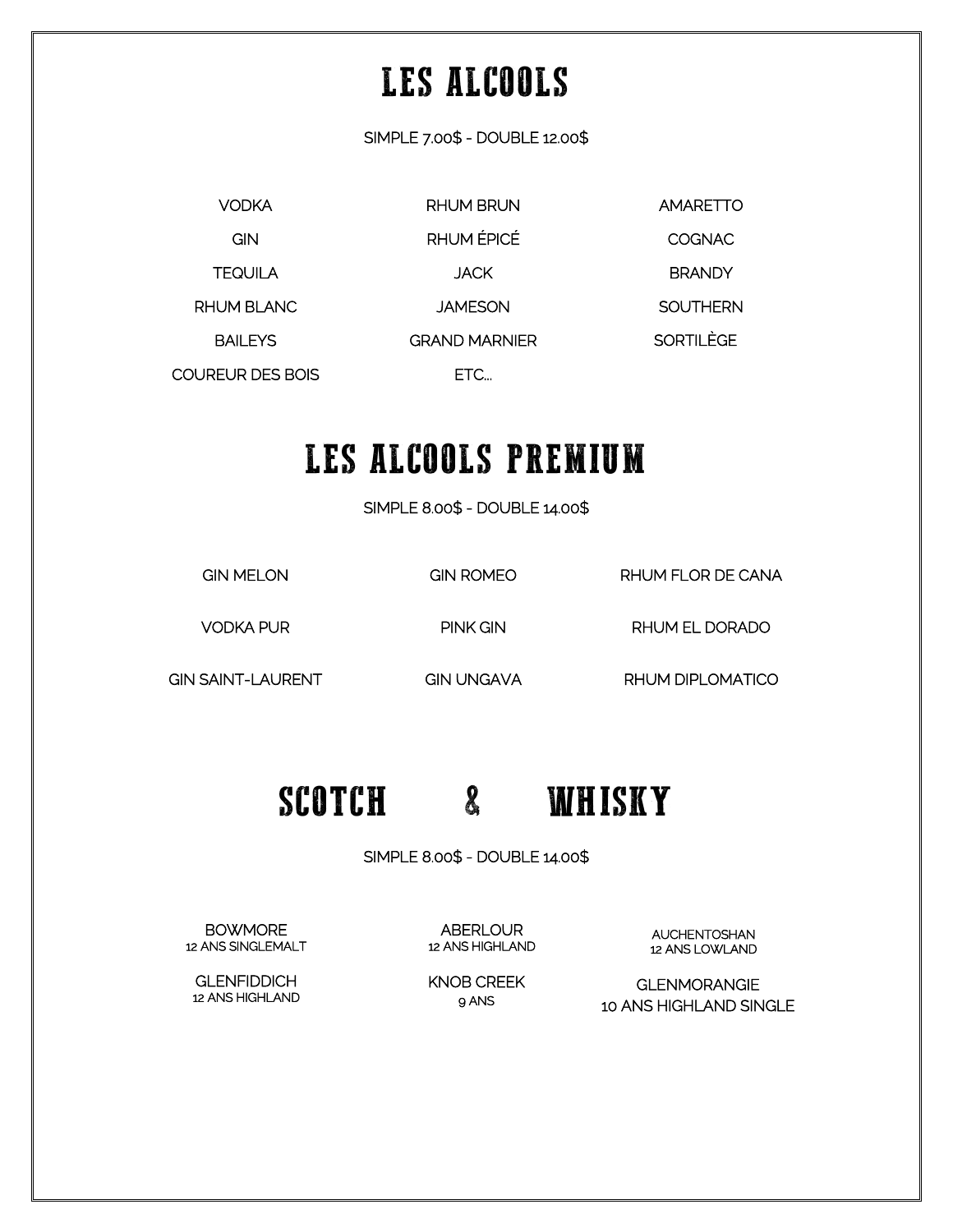# LES ALCOOLS

SIMPLE 7.00$ - DOUBLE 12.00$

VODKA
GIN
TEQUILA
RHUM BLANC
BAILEYS
COUREUR DES BOIS
RHUM BRUN
RHUM ÉPICÉ
JACK
JAMESON
GRAND MARNIER
ETC...
AMARETTO
COGNAC
BRANDY
SOUTHERN
SORTILÈGE

# LES ALCOOLS PREMIUM

SIMPLE 8.00$ - DOUBLE 14.00$

GIN MELON
VODKA PUR
GIN SAINT-LAURENT
GIN ROMEO
PINK GIN
GIN UNGAVA
RHUM FLOR DE CANA
RHUM EL DORADO
RHUM DIPLOMATICO

# SCOTCH & WHISKY

SIMPLE 8.00$ - DOUBLE 14.00$

BOWMORE
12 ANS SINGLEMALT

GLENFIDDICH
12 ANS HIGHLAND

ABERLOUR
12 ANS HIGHLAND

KNOB CREEK
9 ANS

AUCHENTOSHAN
12 ANS LOWLAND

GLENMORANGIE
10 ANS HIGHLAND SINGLE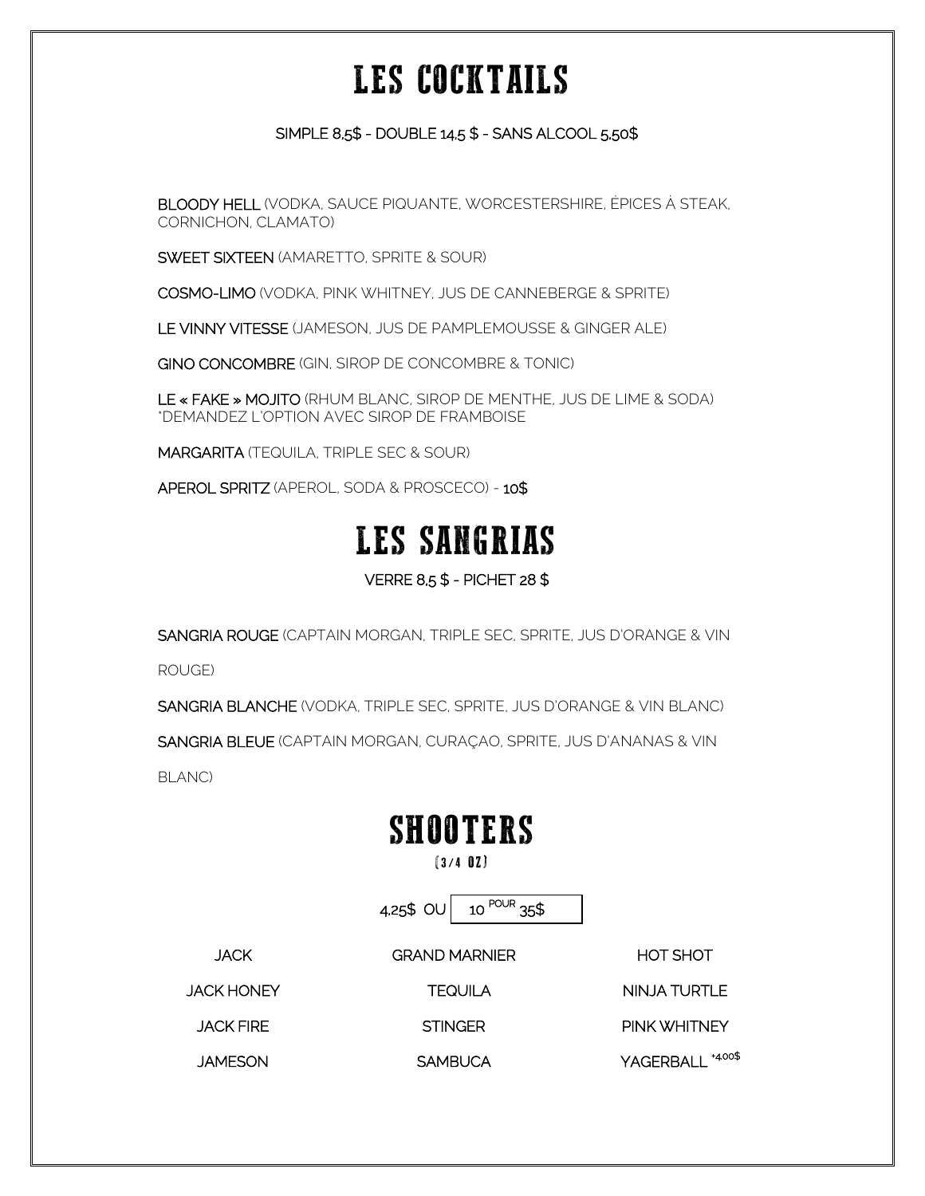# LES COCKTAILS

SIMPLE 8,5$ - DOUBLE 14,5 $ - SANS ALCOOL 5,50$

**BLOODY HELL** (VODKA, SAUCE PIQUANTE, WORCESTERSHIRE, ÉPICES À STEAK, CORNICHON, CLAMATO)

**SWEET SIXTEEN** (AMARETTO, SPRITE & SOUR)

**COSMO-LIMO** (VODKA, PINK WHITNEY, JUS DE CANNEBERGE & SPRITE)

**LE VINNY VITESSE** (JAMESON, JUS DE PAMPLEMOUSSE & GINGER ALE)

**GINO CONCOMBRE** (GIN, SIROP DE CONCOMBRE & TONIC)

**LE « FAKE » MOJITO** (RHUM BLANC, SIROP DE MENTHE, JUS DE LIME & SODA)
*DEMANDEZ L'OPTION AVEC SIROP DE FRAMBOISE

**MARGARITA** (TEQUILA, TRIPLE SEC & SOUR)

**APEROL SPRITZ** (APEROL, SODA & PROSCECO) - **10$**

# LES SANGRIAS

VERRE 8,5 $ - PICHET 28 $

**SANGRIA ROUGE** (CAPTAIN MORGAN, TRIPLE SEC, SPRITE, JUS D'ORANGE & VIN ROUGE)

**SANGRIA BLANCHE** (VODKA, TRIPLE SEC, SPRITE, JUS D'ORANGE & VIN BLANC)

**SANGRIA BLEUE** (CAPTAIN MORGAN, CURAÇAO, SPRITE, JUS D'ANANAS & VIN BLANC)

# SHOOTERS

(3/4 OZ)

4,25$ OU 10 POUR 35$

| | | |
|---|---|---|
| JACK | GRAND MARNIER | HOT SHOT |
| JACK HONEY | TEQUILA | NINJA TURTLE |
| JACK FIRE | STINGER | PINK WHITNEY |
| JAMESON | SAMBUCA | YAGERBALL +4,00$ |